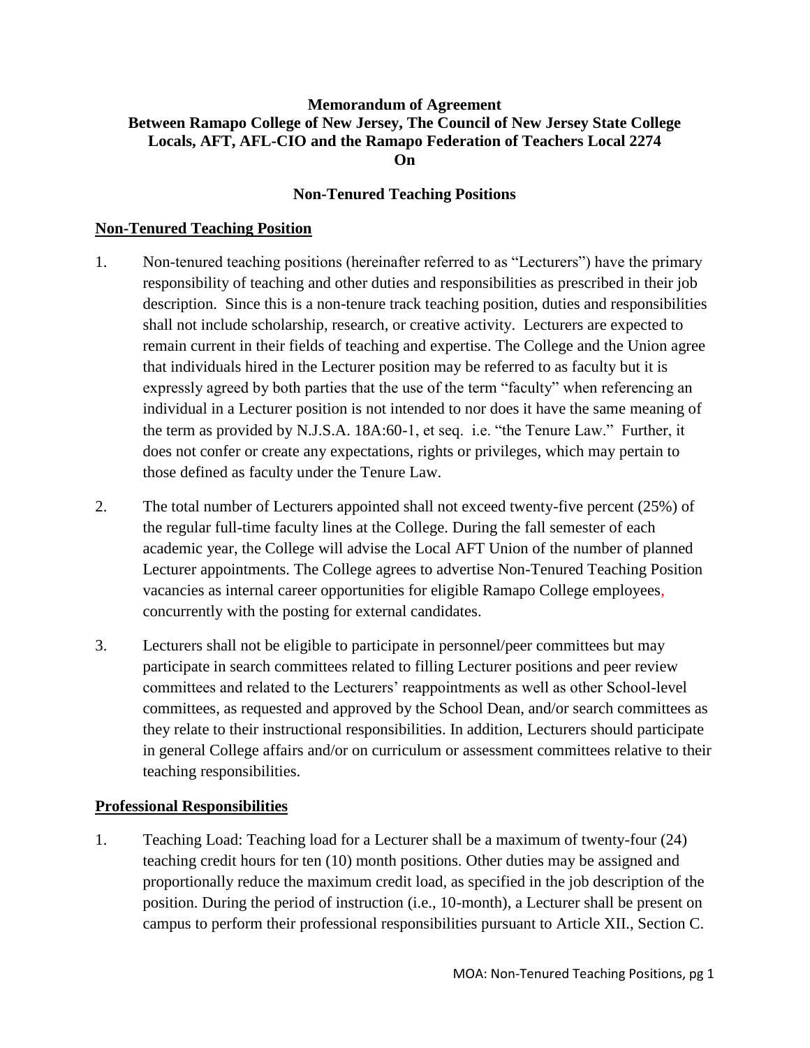**Memorandum of Agreement**
**Between Ramapo College of New Jersey, The Council of New Jersey State College Locals, AFT, AFL-CIO and the Ramapo Federation of Teachers Local 2274**
**On**

**Non-Tenured Teaching Positions**

## Non-Tenured Teaching Position

1. Non-tenured teaching positions (hereinafter referred to as "Lecturers") have the primary responsibility of teaching and other duties and responsibilities as prescribed in their job description. Since this is a non-tenure track teaching position, duties and responsibilities shall not include scholarship, research, or creative activity. Lecturers are expected to remain current in their fields of teaching and expertise. The College and the Union agree that individuals hired in the Lecturer position may be referred to as faculty but it is expressly agreed by both parties that the use of the term "faculty" when referencing an individual in a Lecturer position is not intended to nor does it have the same meaning of the term as provided by N.J.S.A. 18A:60-1, et seq. i.e. "the Tenure Law." Further, it does not confer or create any expectations, rights or privileges, which may pertain to those defined as faculty under the Tenure Law.

2. The total number of Lecturers appointed shall not exceed twenty-five percent (25%) of the regular full-time faculty lines at the College. During the fall semester of each academic year, the College will advise the Local AFT Union of the number of planned Lecturer appointments. The College agrees to advertise Non-Tenured Teaching Position vacancies as internal career opportunities for eligible Ramapo College employees, concurrently with the posting for external candidates.

3. Lecturers shall not be eligible to participate in personnel/peer committees but may participate in search committees related to filling Lecturer positions and peer review committees and related to the Lecturers' reappointments as well as other School-level committees, as requested and approved by the School Dean, and/or search committees as they relate to their instructional responsibilities. In addition, Lecturers should participate in general College affairs and/or on curriculum or assessment committees relative to their teaching responsibilities.

## Professional Responsibilities

1. Teaching Load: Teaching load for a Lecturer shall be a maximum of twenty-four (24) teaching credit hours for ten (10) month positions. Other duties may be assigned and proportionally reduce the maximum credit load, as specified in the job description of the position. During the period of instruction (i.e., 10-month), a Lecturer shall be present on campus to perform their professional responsibilities pursuant to Article XII., Section C.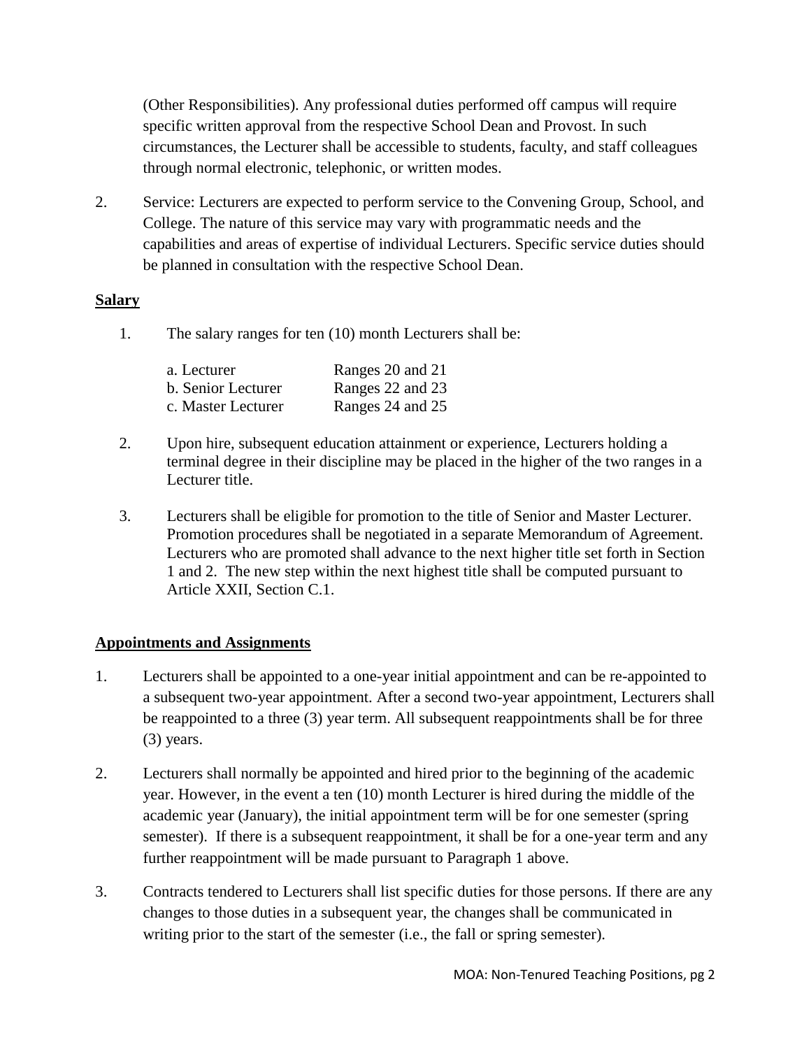(Other Responsibilities). Any professional duties performed off campus will require specific written approval from the respective School Dean and Provost. In such circumstances, the Lecturer shall be accessible to students, faculty, and staff colleagues through normal electronic, telephonic, or written modes.

2. Service: Lecturers are expected to perform service to the Convening Group, School, and College. The nature of this service may vary with programmatic needs and the capabilities and areas of expertise of individual Lecturers. Specific service duties should be planned in consultation with the respective School Dean.

**Salary**

1. The salary ranges for ten (10) month Lecturers shall be:

| | |
|---|---|
| a. Lecturer | Ranges 20 and 21 |
| b. Senior Lecturer | Ranges 22 and 23 |
| c. Master Lecturer | Ranges 24 and 25 |

2. Upon hire, subsequent education attainment or experience, Lecturers holding a terminal degree in their discipline may be placed in the higher of the two ranges in a Lecturer title.

3. Lecturers shall be eligible for promotion to the title of Senior and Master Lecturer. Promotion procedures shall be negotiated in a separate Memorandum of Agreement. Lecturers who are promoted shall advance to the next higher title set forth in Section 1 and 2. The new step within the next highest title shall be computed pursuant to Article XXII, Section C.1.

**Appointments and Assignments**

1. Lecturers shall be appointed to a one-year initial appointment and can be re-appointed to a subsequent two-year appointment. After a second two-year appointment, Lecturers shall be reappointed to a three (3) year term. All subsequent reappointments shall be for three (3) years.

2. Lecturers shall normally be appointed and hired prior to the beginning of the academic year. However, in the event a ten (10) month Lecturer is hired during the middle of the academic year (January), the initial appointment term will be for one semester (spring semester). If there is a subsequent reappointment, it shall be for a one-year term and any further reappointment will be made pursuant to Paragraph 1 above.

3. Contracts tendered to Lecturers shall list specific duties for those persons. If there are any changes to those duties in a subsequent year, the changes shall be communicated in writing prior to the start of the semester (i.e., the fall or spring semester).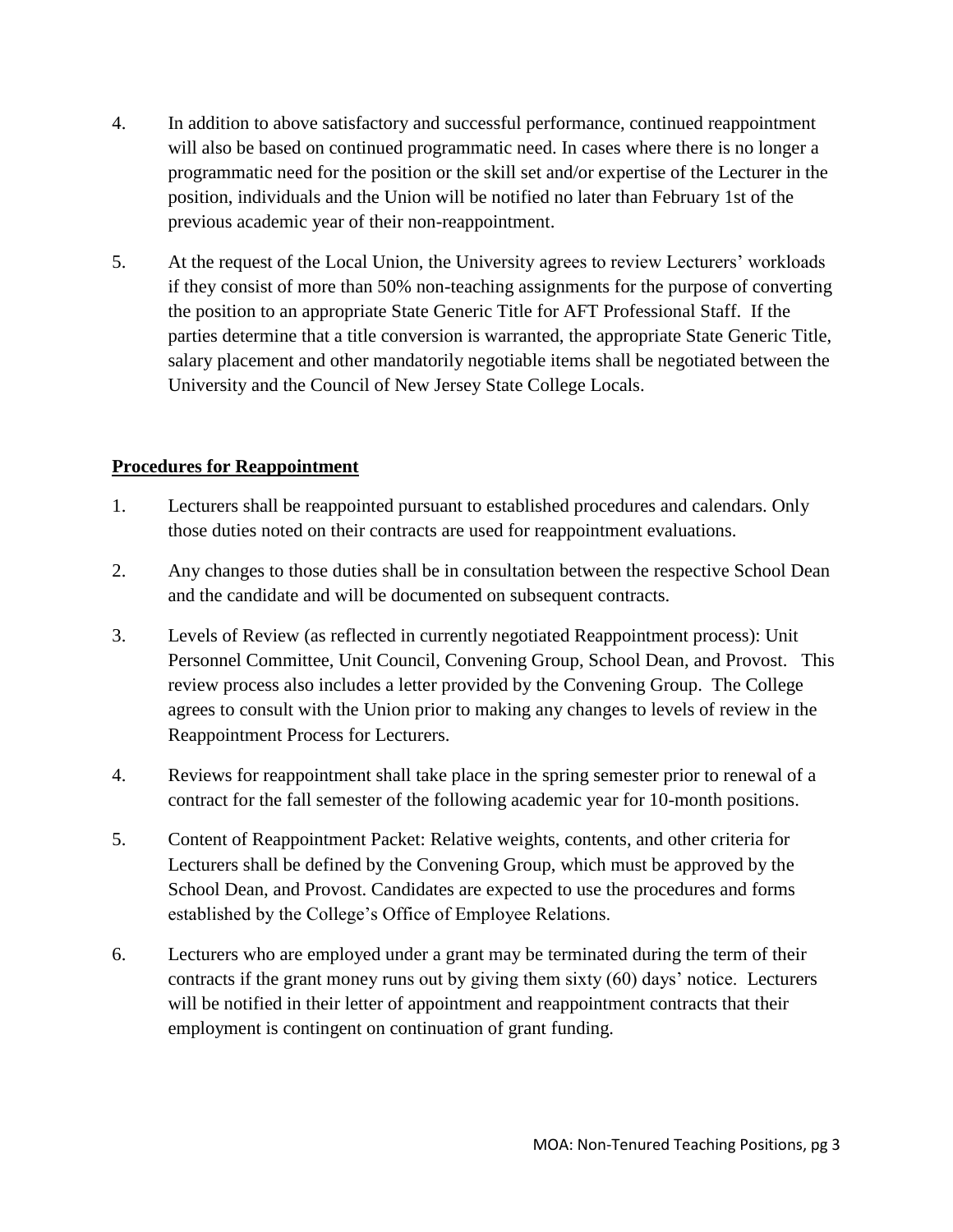4. In addition to above satisfactory and successful performance, continued reappointment will also be based on continued programmatic need. In cases where there is no longer a programmatic need for the position or the skill set and/or expertise of the Lecturer in the position, individuals and the Union will be notified no later than February 1st of the previous academic year of their non-reappointment.

5. At the request of the Local Union, the University agrees to review Lecturers' workloads if they consist of more than 50% non-teaching assignments for the purpose of converting the position to an appropriate State Generic Title for AFT Professional Staff. If the parties determine that a title conversion is warranted, the appropriate State Generic Title, salary placement and other mandatorily negotiable items shall be negotiated between the University and the Council of New Jersey State College Locals.

## **Procedures for Reappointment**

1. Lecturers shall be reappointed pursuant to established procedures and calendars. Only those duties noted on their contracts are used for reappointment evaluations.

2. Any changes to those duties shall be in consultation between the respective School Dean and the candidate and will be documented on subsequent contracts.

3. Levels of Review (as reflected in currently negotiated Reappointment process): Unit Personnel Committee, Unit Council, Convening Group, School Dean, and Provost. This review process also includes a letter provided by the Convening Group. The College agrees to consult with the Union prior to making any changes to levels of review in the Reappointment Process for Lecturers.

4. Reviews for reappointment shall take place in the spring semester prior to renewal of a contract for the fall semester of the following academic year for 10-month positions.

5. Content of Reappointment Packet: Relative weights, contents, and other criteria for Lecturers shall be defined by the Convening Group, which must be approved by the School Dean, and Provost. Candidates are expected to use the procedures and forms established by the College's Office of Employee Relations.

6. Lecturers who are employed under a grant may be terminated during the term of their contracts if the grant money runs out by giving them sixty (60) days' notice. Lecturers will be notified in their letter of appointment and reappointment contracts that their employment is contingent on continuation of grant funding.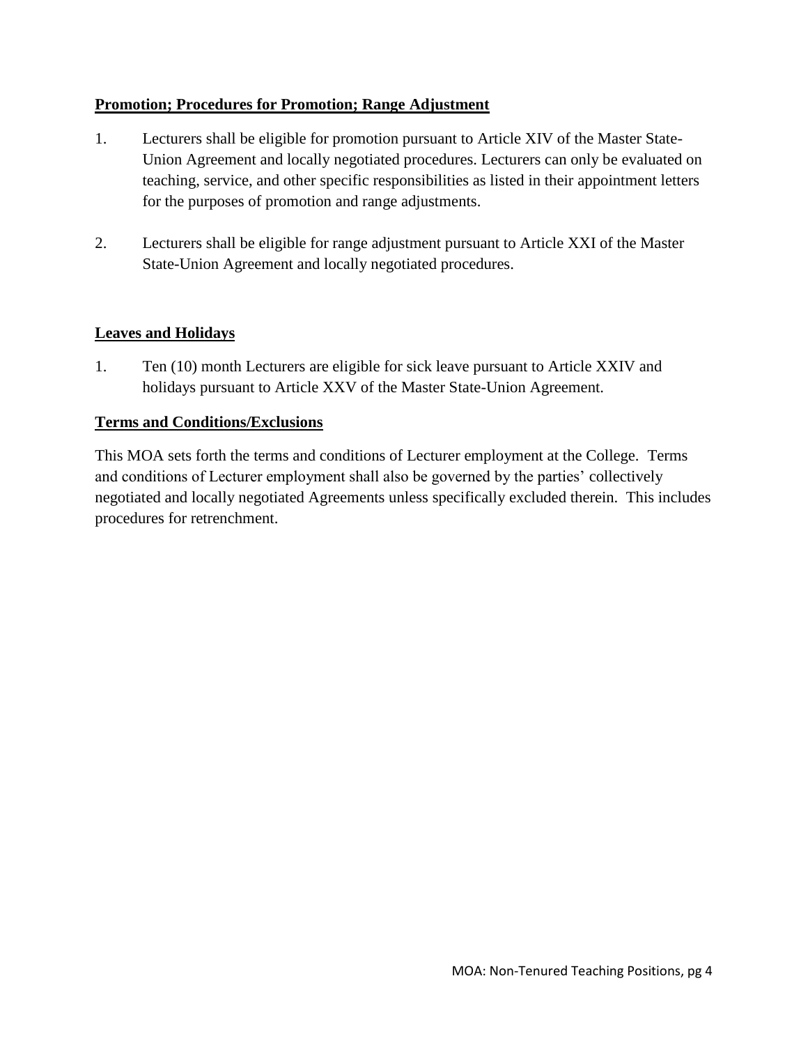**Promotion; Procedures for Promotion; Range Adjustment**

1. Lecturers shall be eligible for promotion pursuant to Article XIV of the Master State-Union Agreement and locally negotiated procedures. Lecturers can only be evaluated on teaching, service, and other specific responsibilities as listed in their appointment letters for the purposes of promotion and range adjustments.

2. Lecturers shall be eligible for range adjustment pursuant to Article XXI of the Master State-Union Agreement and locally negotiated procedures.

**Leaves and Holidays**

1. Ten (10) month Lecturers are eligible for sick leave pursuant to Article XXIV and holidays pursuant to Article XXV of the Master State-Union Agreement.

**Terms and Conditions/Exclusions**

This MOA sets forth the terms and conditions of Lecturer employment at the College. Terms and conditions of Lecturer employment shall also be governed by the parties' collectively negotiated and locally negotiated Agreements unless specifically excluded therein. This includes procedures for retrenchment.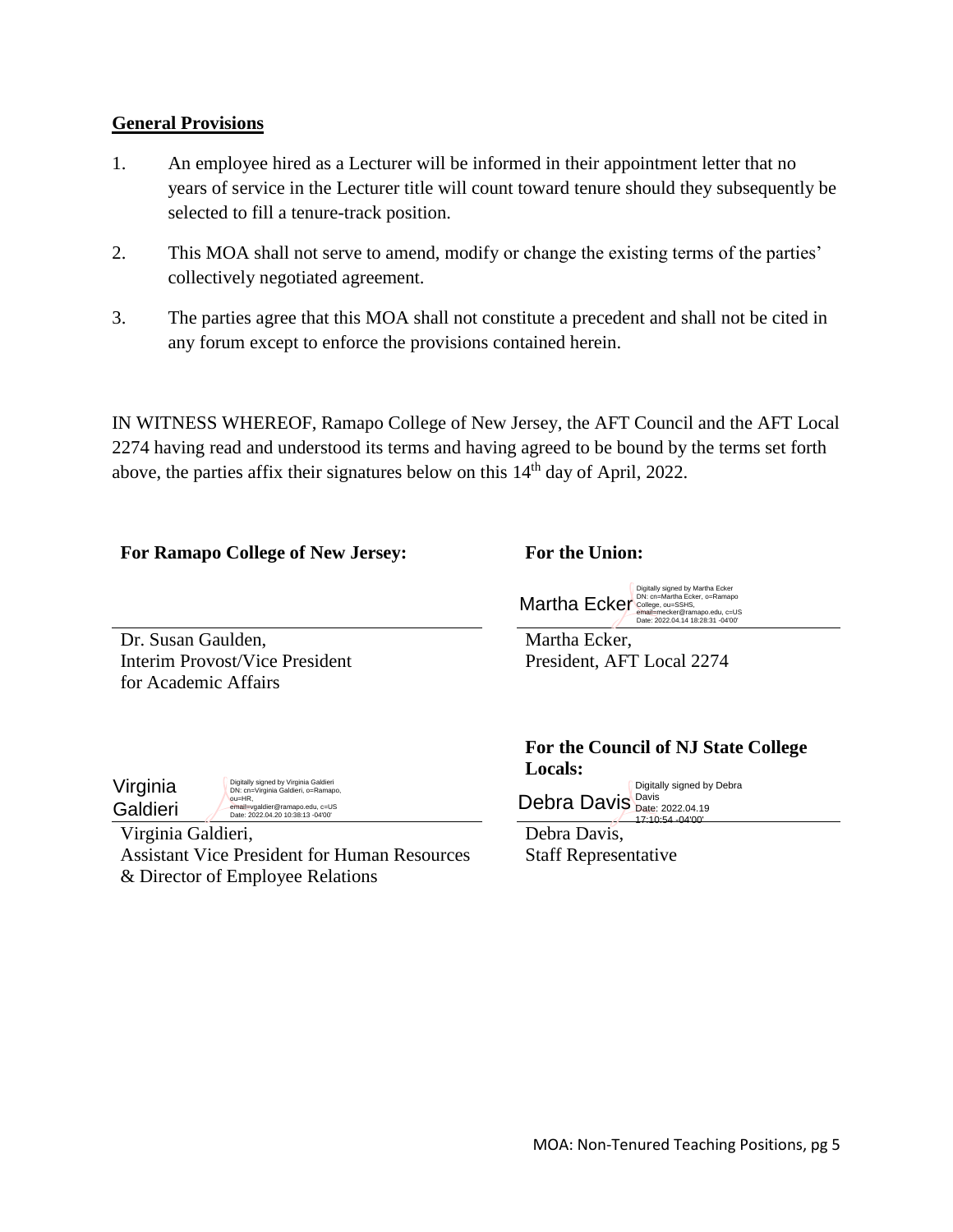**General Provisions**

1. An employee hired as a Lecturer will be informed in their appointment letter that no years of service in the Lecturer title will count toward tenure should they subsequently be selected to fill a tenure-track position.

2. This MOA shall not serve to amend, modify or change the existing terms of the parties' collectively negotiated agreement.

3. The parties agree that this MOA shall not constitute a precedent and shall not be cited in any forum except to enforce the provisions contained herein.

IN WITNESS WHEREOF, Ramapo College of New Jersey, the AFT Council and the AFT Local 2274 having read and understood its terms and having agreed to be bound by the terms set forth above, the parties affix their signatures below on this 14th day of April, 2022.

**For Ramapo College of New Jersey:**

Dr. Susan Gaulden,
Interim Provost/Vice President
for Academic Affairs

Virginia Galdieri
Digitally signed by Virginia Galdieri
DN: cn=Virginia Galdieri, o=Ramapo, ou=HR, email=vgaldier@ramapo.edu, c=US
Date: 2022.04.20 10:38:13 -04'00'

Virginia Galdieri,
Assistant Vice President for Human Resources
& Director of Employee Relations

**For the Union:**

Martha Ecker
Digitally signed by Martha Ecker
DN: cn=Martha Ecker, o=Ramapo College, ou=SSHS, email=mecker@ramapo.edu, c=US
Date: 2022.04.14 18:28:31 -04'00'

Martha Ecker,
President, AFT Local 2274

**For the Council of NJ State College Locals:**

Debra Davis
Digitally signed by Debra Davis
Date: 2022.04.19 17:10:54 -04'00'

Debra Davis,
Staff Representative